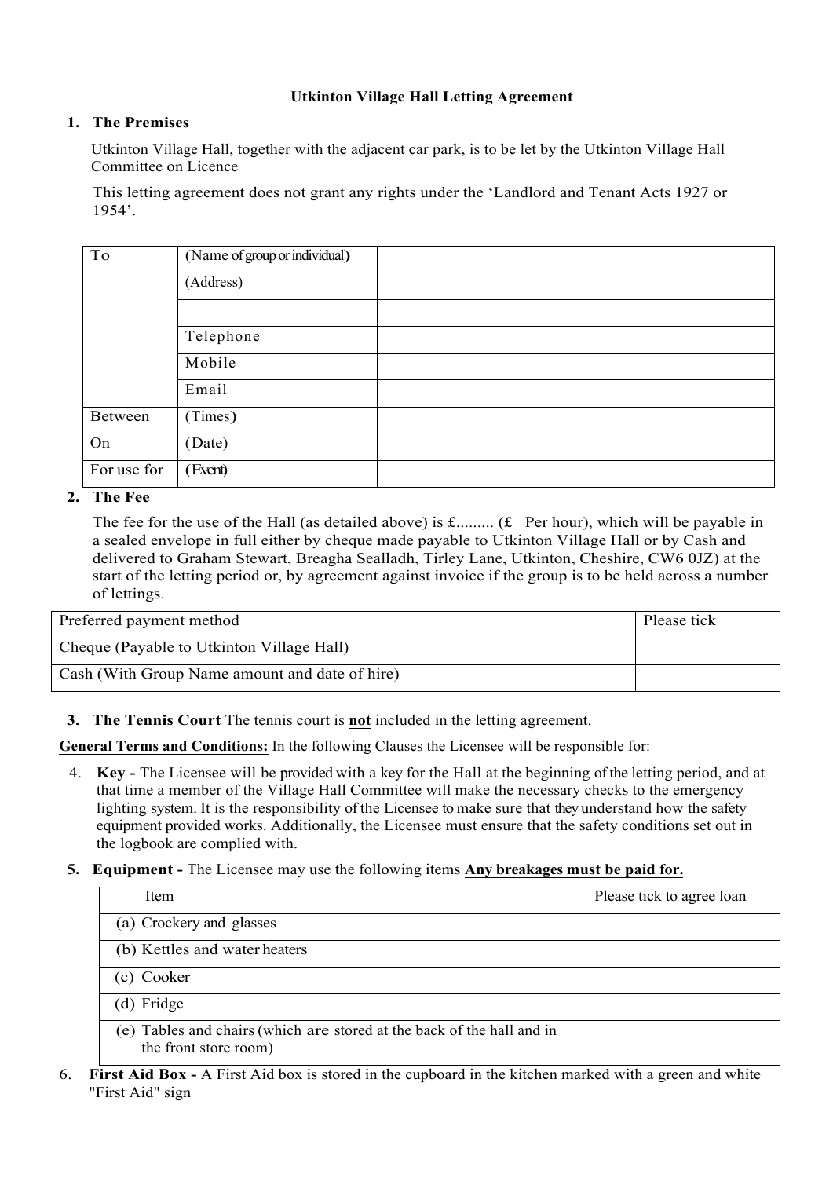# Utkinton Village Hall Letting Agreement

1. **The Premises**

   Utkinton Village Hall, together with the adjacent car park, is to be let by the Utkinton Village Hall Committee on Licence

   This letting agreement does not grant any rights under the 'Landlord and Tenant Acts 1927 or 1954'.

| To | (Name of group or individual) | |
|---|---|---|
| | (Address) | |
| | | |
| | Telephone | |
| | Mobile | |
| | Email | |
| Between | (Times) | |
| On | (Date) | |
| For use for | (Event) | |

2. **The Fee**

   The fee for the use of the Hall (as detailed above) is £......... (£ Per hour), which will be payable in a sealed envelope in full either by cheque made payable to Utkinton Village Hall or by Cash and delivered to Graham Stewart, Breagha Sealladh, Tirley Lane, Utkinton, Cheshire, CW6 0JZ) at the start of the letting period or, by agreement against invoice if the group is to be held across a number of lettings.

| Preferred payment method | Please tick |
|---|---|
| Cheque (Payable to Utkinton Village Hall) | |
| Cash (With Group Name amount and date of hire) | |

3. **The Tennis Court** The tennis court is **not** included in the letting agreement.

**General Terms and Conditions:** In the following Clauses the Licensee will be responsible for:

4. **Key -** The Licensee will be provided with a key for the Hall at the beginning of the letting period, and at that time a member of the Village Hall Committee will make the necessary checks to the emergency lighting system. It is the responsibility of the Licensee to make sure that they understand how the safety equipment provided works. Additionally, the Licensee must ensure that the safety conditions set out in the logbook are complied with.

5. **Equipment -** The Licensee may use the following items **Any breakages must be paid for.**

| Item | Please tick to agree loan |
|---|---|
| (a) Crockery and glasses | |
| (b) Kettles and water heaters | |
| (c) Cooker | |
| (d) Fridge | |
| (e) Tables and chairs (which are stored at the back of the hall and in the front store room) | |

6. **First Aid Box -** A First Aid box is stored in the cupboard in the kitchen marked with a green and white "First Aid" sign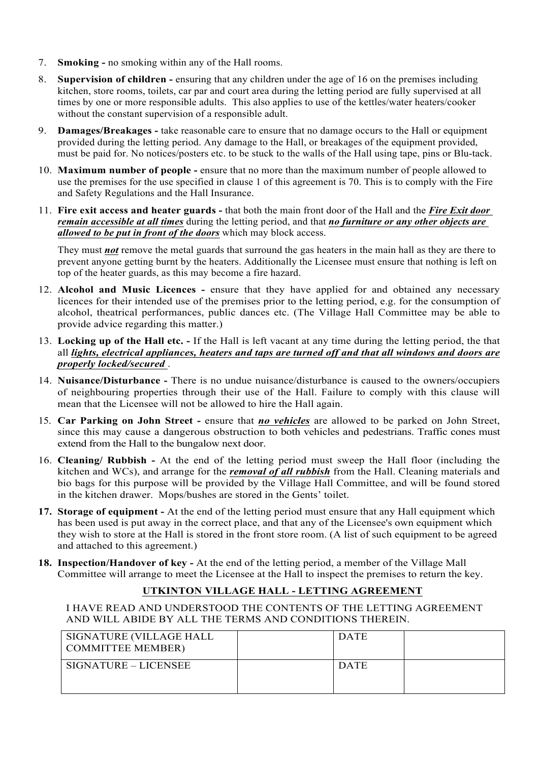7. **Smoking -** no smoking within any of the Hall rooms.
8. **Supervision of children -** ensuring that any children under the age of 16 on the premises including kitchen, store rooms, toilets, car par and court area during the letting period are fully supervised at all times by one or more responsible adults. This also applies to use of the kettles/water heaters/cooker without the constant supervision of a responsible adult.
9. **Damages/Breakages -** take reasonable care to ensure that no damage occurs to the Hall or equipment provided during the letting period. Any damage to the Hall, or breakages of the equipment provided, must be paid for. No notices/posters etc. to be stuck to the walls of the Hall using tape, pins or Blu-tack.
10. **Maximum number of people -** ensure that no more than the maximum number of people allowed to use the premises for the use specified in clause 1 of this agreement is 70. This is to comply with the Fire and Safety Regulations and the Hall Insurance.
11. **Fire exit access and heater guards -** that both the main front door of the Hall and the ***Fire Exit door remain accessible at all times*** during the letting period, and that ***no furniture or any other objects are allowed to be put in front of the doors*** which may block access.

    They must ***not*** remove the metal guards that surround the gas heaters in the main hall as they are there to prevent anyone getting burnt by the heaters. Additionally the Licensee must ensure that nothing is left on top of the heater guards, as this may become a fire hazard.
12. **Alcohol and Music Licences -** ensure that they have applied for and obtained any necessary licences for their intended use of the premises prior to the letting period, e.g. for the consumption of alcohol, theatrical performances, public dances etc. (The Village Hall Committee may be able to provide advice regarding this matter.)
13. **Locking up of the Hall etc. -** If the Hall is left vacant at any time during the letting period, the that all ***lights, electrical appliances, heaters and taps are turned off and that all windows and doors are properly locked/secured*** .
14. **Nuisance/Disturbance -** There is no undue nuisance/disturbance is caused to the owners/occupiers of neighbouring properties through their use of the Hall. Failure to comply with this clause will mean that the Licensee will not be allowed to hire the Hall again.
15. **Car Parking on John Street -** ensure that ***no vehicles*** are allowed to be parked on John Street, since this may cause a dangerous obstruction to both vehicles and pedestrians. Traffic cones must extend from the Hall to the bungalow next door.
16. **Cleaning/ Rubbish -** At the end of the letting period must sweep the Hall floor (including the kitchen and WCs), and arrange for the ***removal of all rubbish*** from the Hall. Cleaning materials and bio bags for this purpose will be provided by the Village Hall Committee, and will be found stored in the kitchen drawer. Mops/bushes are stored in the Gents' toilet.
17. **Storage of equipment -** At the end of the letting period must ensure that any Hall equipment which has been used is put away in the correct place, and that any of the Licensee's own equipment which they wish to store at the Hall is stored in the front store room. (A list of such equipment to be agreed and attached to this agreement.)
18. **Inspection/Handover of key -** At the end of the letting period, a member of the Village Mall Committee will arrange to meet the Licensee at the Hall to inspect the premises to return the key.

## UTKINTON VILLAGE HALL - LETTING AGREEMENT

I HAVE READ AND UNDERSTOOD THE CONTENTS OF THE LETTING AGREEMENT AND WILL ABIDE BY ALL THE TERMS AND CONDITIONS THEREIN.

| | | | |
|---|---|---|---|
| SIGNATURE (VILLAGE HALL COMMITTEE MEMBER) | | DATE | |
| SIGNATURE – LICENSEE | | DATE | |